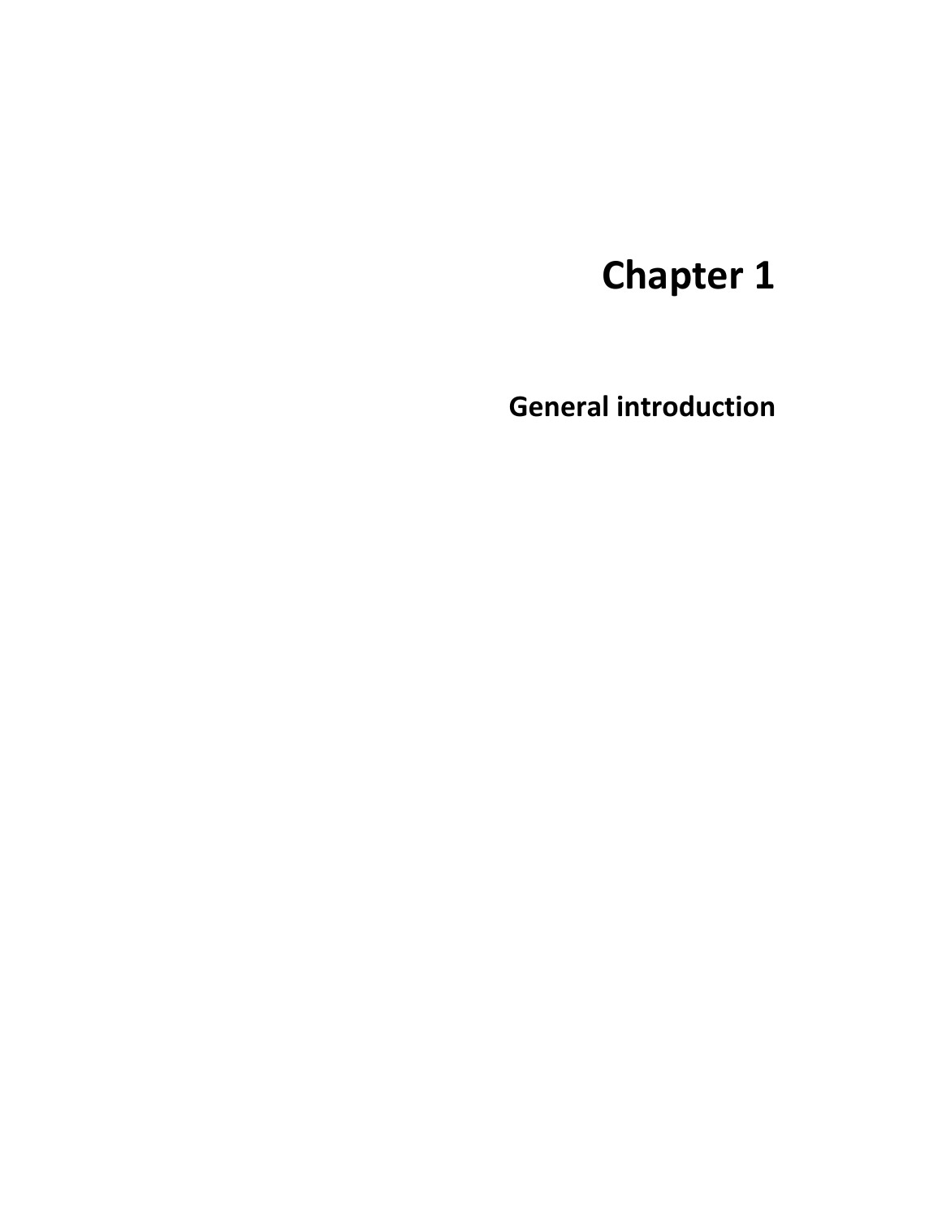# Chapter 1

## General introduction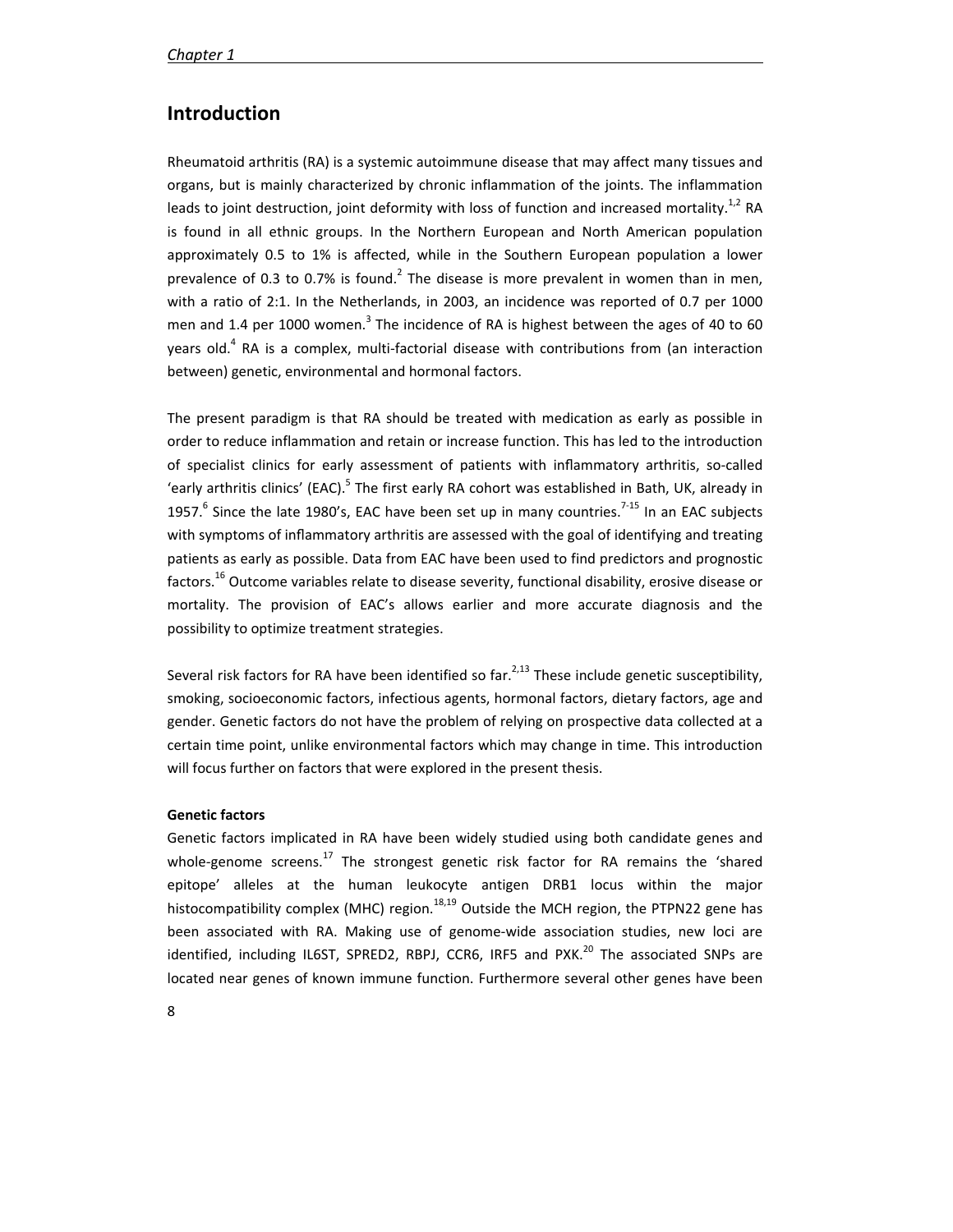## Introduction

Rheumatoid arthritis (RA) is a systemic autoimmune disease that may affect many tissues and organs, but is mainly characterized by chronic inflammation of the joints. The inflammation leads to joint destruction, joint deformity with loss of function and increased mortality.[1,2] RA is found in all ethnic groups. In the Northern European and North American population approximately 0.5 to 1% is affected, while in the Southern European population a lower prevalence of 0.3 to 0.7% is found.[2] The disease is more prevalent in women than in men, with a ratio of 2:1. In the Netherlands, in 2003, an incidence was reported of 0.7 per 1000 men and 1.4 per 1000 women.[3] The incidence of RA is highest between the ages of 40 to 60 years old.[4] RA is a complex, multi-factorial disease with contributions from (an interaction between) genetic, environmental and hormonal factors.

The present paradigm is that RA should be treated with medication as early as possible in order to reduce inflammation and retain or increase function. This has led to the introduction of specialist clinics for early assessment of patients with inflammatory arthritis, so-called 'early arthritis clinics' (EAC).[5] The first early RA cohort was established in Bath, UK, already in 1957.[6] Since the late 1980's, EAC have been set up in many countries.[7-15] In an EAC subjects with symptoms of inflammatory arthritis are assessed with the goal of identifying and treating patients as early as possible. Data from EAC have been used to find predictors and prognostic factors.[16] Outcome variables relate to disease severity, functional disability, erosive disease or mortality. The provision of EAC's allows earlier and more accurate diagnosis and the possibility to optimize treatment strategies.

Several risk factors for RA have been identified so far.[2,13] These include genetic susceptibility, smoking, socioeconomic factors, infectious agents, hormonal factors, dietary factors, age and gender. Genetic factors do not have the problem of relying on prospective data collected at a certain time point, unlike environmental factors which may change in time. This introduction will focus further on factors that were explored in the present thesis.

**Genetic factors**

Genetic factors implicated in RA have been widely studied using both candidate genes and whole-genome screens.[17] The strongest genetic risk factor for RA remains the 'shared epitope' alleles at the human leukocyte antigen DRB1 locus within the major histocompatibility complex (MHC) region.[18,19] Outside the MCH region, the PTPN22 gene has been associated with RA. Making use of genome-wide association studies, new loci are identified, including IL6ST, SPRED2, RBPJ, CCR6, IRF5 and PXK.[20] The associated SNPs are located near genes of known immune function. Furthermore several other genes have been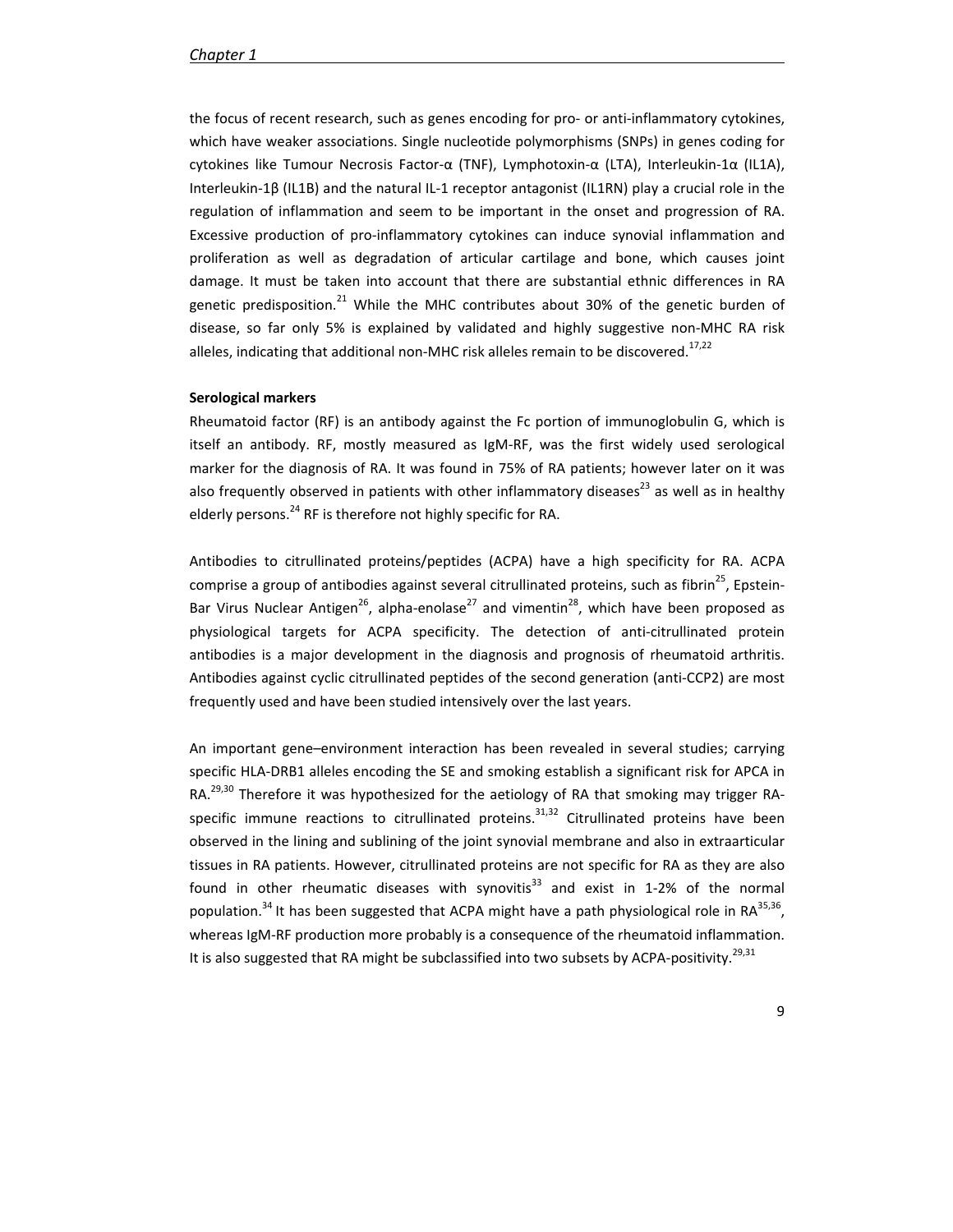the focus of recent research, such as genes encoding for pro- or anti-inflammatory cytokines, which have weaker associations. Single nucleotide polymorphisms (SNPs) in genes coding for cytokines like Tumour Necrosis Factor-α (TNF), Lymphotoxin-α (LTA), Interleukin-1α (IL1A), Interleukin-1β (IL1B) and the natural IL-1 receptor antagonist (IL1RN) play a crucial role in the regulation of inflammation and seem to be important in the onset and progression of RA. Excessive production of pro-inflammatory cytokines can induce synovial inflammation and proliferation as well as degradation of articular cartilage and bone, which causes joint damage. It must be taken into account that there are substantial ethnic differences in RA genetic predisposition.[21] While the MHC contributes about 30% of the genetic burden of disease, so far only 5% is explained by validated and highly suggestive non-MHC RA risk alleles, indicating that additional non-MHC risk alleles remain to be discovered.[17,22]

**Serological markers**

Rheumatoid factor (RF) is an antibody against the Fc portion of immunoglobulin G, which is itself an antibody. RF, mostly measured as IgM-RF, was the first widely used serological marker for the diagnosis of RA. It was found in 75% of RA patients; however later on it was also frequently observed in patients with other inflammatory diseases[23] as well as in healthy elderly persons.[24] RF is therefore not highly specific for RA.

Antibodies to citrullinated proteins/peptides (ACPA) have a high specificity for RA. ACPA comprise a group of antibodies against several citrullinated proteins, such as fibrin[25], Epstein-Bar Virus Nuclear Antigen[26], alpha-enolase[27] and vimentin[28], which have been proposed as physiological targets for ACPA specificity. The detection of anti-citrullinated protein antibodies is a major development in the diagnosis and prognosis of rheumatoid arthritis. Antibodies against cyclic citrullinated peptides of the second generation (anti-CCP2) are most frequently used and have been studied intensively over the last years.

An important gene–environment interaction has been revealed in several studies; carrying specific HLA-DRB1 alleles encoding the SE and smoking establish a significant risk for APCA in RA.[29,30] Therefore it was hypothesized for the aetiology of RA that smoking may trigger RA-specific immune reactions to citrullinated proteins.[31,32] Citrullinated proteins have been observed in the lining and sublining of the joint synovial membrane and also in extraarticular tissues in RA patients. However, citrullinated proteins are not specific for RA as they are also found in other rheumatic diseases with synovitis[33] and exist in 1-2% of the normal population.[34] It has been suggested that ACPA might have a path physiological role in RA[35,36], whereas IgM-RF production more probably is a consequence of the rheumatoid inflammation. It is also suggested that RA might be subclassified into two subsets by ACPA-positivity.[29,31]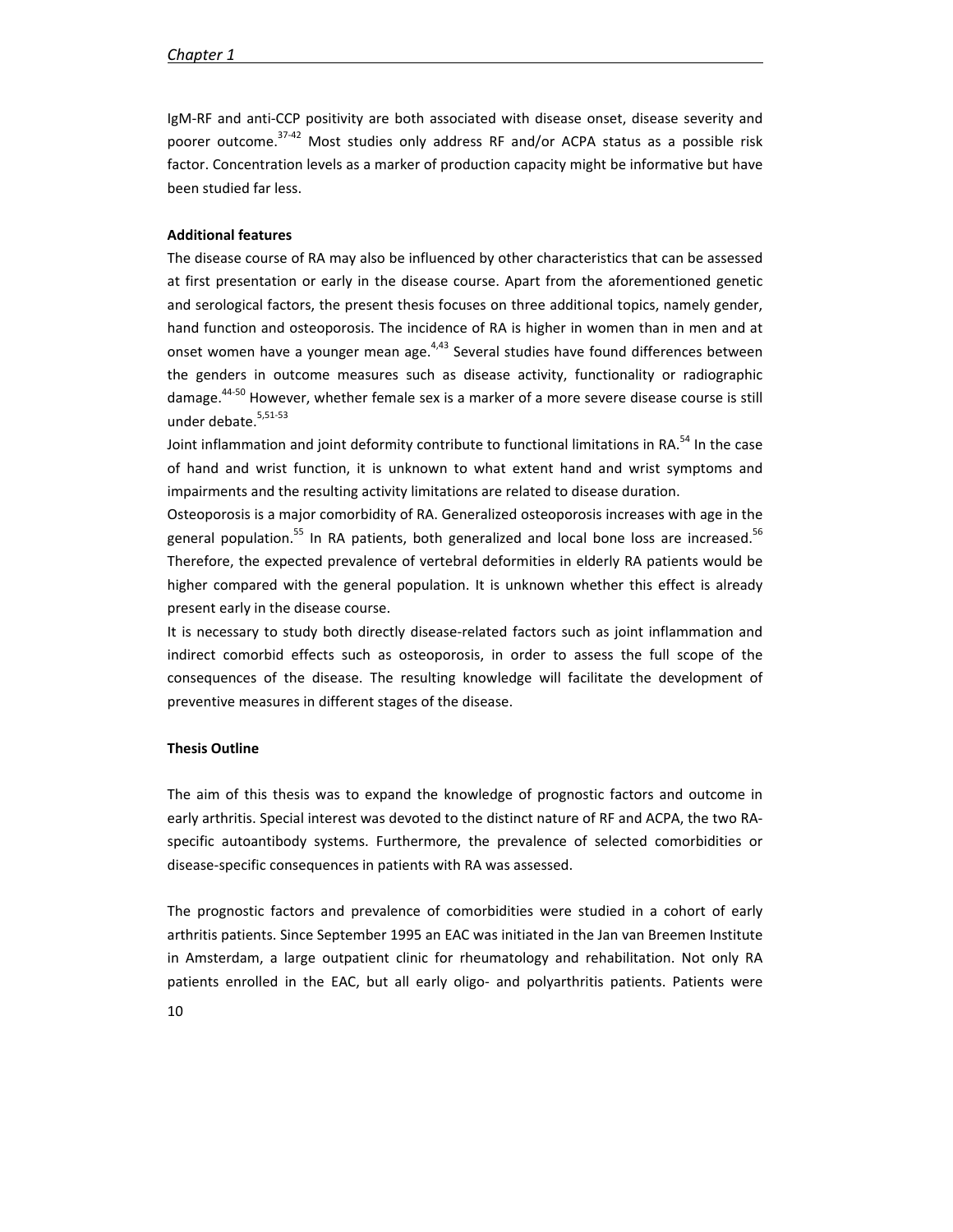IgM-RF and anti-CCP positivity are both associated with disease onset, disease severity and poorer outcome.[37-42] Most studies only address RF and/or ACPA status as a possible risk factor. Concentration levels as a marker of production capacity might be informative but have been studied far less.

**Additional features**

The disease course of RA may also be influenced by other characteristics that can be assessed at first presentation or early in the disease course. Apart from the aforementioned genetic and serological factors, the present thesis focuses on three additional topics, namely gender, hand function and osteoporosis. The incidence of RA is higher in women than in men and at onset women have a younger mean age.[4,43] Several studies have found differences between the genders in outcome measures such as disease activity, functionality or radiographic damage.[44-50] However, whether female sex is a marker of a more severe disease course is still under debate.[5,51-53]

Joint inflammation and joint deformity contribute to functional limitations in RA.[54] In the case of hand and wrist function, it is unknown to what extent hand and wrist symptoms and impairments and the resulting activity limitations are related to disease duration.

Osteoporosis is a major comorbidity of RA. Generalized osteoporosis increases with age in the general population.[55] In RA patients, both generalized and local bone loss are increased.[56] Therefore, the expected prevalence of vertebral deformities in elderly RA patients would be higher compared with the general population. It is unknown whether this effect is already present early in the disease course.

It is necessary to study both directly disease-related factors such as joint inflammation and indirect comorbid effects such as osteoporosis, in order to assess the full scope of the consequences of the disease. The resulting knowledge will facilitate the development of preventive measures in different stages of the disease.

**Thesis Outline**

The aim of this thesis was to expand the knowledge of prognostic factors and outcome in early arthritis. Special interest was devoted to the distinct nature of RF and ACPA, the two RA-specific autoantibody systems. Furthermore, the prevalence of selected comorbidities or disease-specific consequences in patients with RA was assessed.

The prognostic factors and prevalence of comorbidities were studied in a cohort of early arthritis patients. Since September 1995 an EAC was initiated in the Jan van Breemen Institute in Amsterdam, a large outpatient clinic for rheumatology and rehabilitation. Not only RA patients enrolled in the EAC, but all early oligo- and polyarthritis patients. Patients were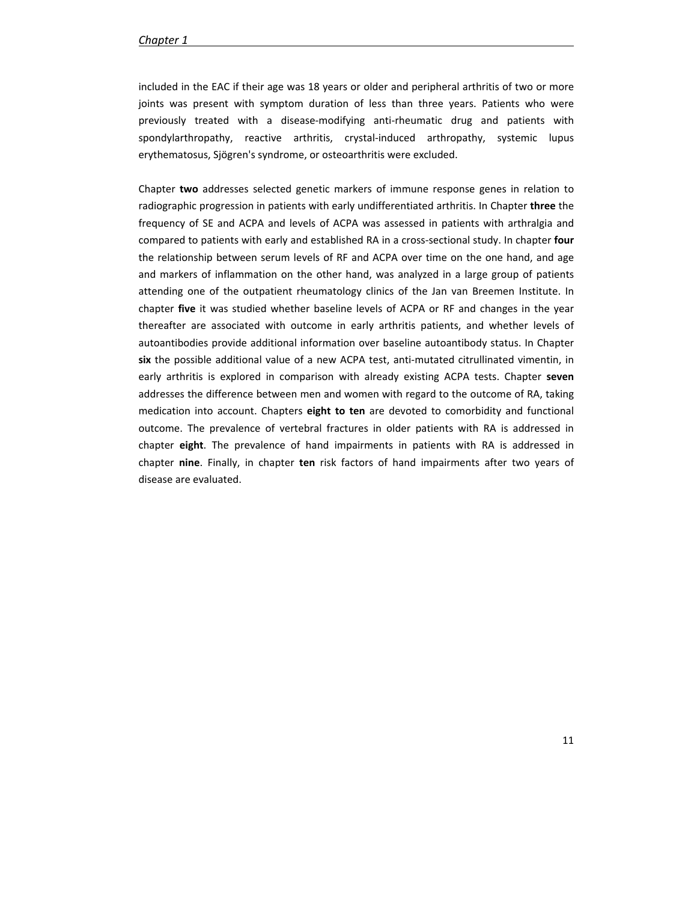included in the EAC if their age was 18 years or older and peripheral arthritis of two or more joints was present with symptom duration of less than three years. Patients who were previously treated with a disease-modifying anti-rheumatic drug and patients with spondylarthropathy, reactive arthritis, crystal-induced arthropathy, systemic lupus erythematosus, Sjögren's syndrome, or osteoarthritis were excluded.

Chapter **two** addresses selected genetic markers of immune response genes in relation to radiographic progression in patients with early undifferentiated arthritis. In Chapter **three** the frequency of SE and ACPA and levels of ACPA was assessed in patients with arthralgia and compared to patients with early and established RA in a cross-sectional study. In chapter **four** the relationship between serum levels of RF and ACPA over time on the one hand, and age and markers of inflammation on the other hand, was analyzed in a large group of patients attending one of the outpatient rheumatology clinics of the Jan van Breemen Institute. In chapter **five** it was studied whether baseline levels of ACPA or RF and changes in the year thereafter are associated with outcome in early arthritis patients, and whether levels of autoantibodies provide additional information over baseline autoantibody status. In Chapter **six** the possible additional value of a new ACPA test, anti-mutated citrullinated vimentin, in early arthritis is explored in comparison with already existing ACPA tests. Chapter **seven** addresses the difference between men and women with regard to the outcome of RA, taking medication into account. Chapters **eight to ten** are devoted to comorbidity and functional outcome. The prevalence of vertebral fractures in older patients with RA is addressed in chapter **eight**. The prevalence of hand impairments in patients with RA is addressed in chapter **nine**. Finally, in chapter **ten** risk factors of hand impairments after two years of disease are evaluated.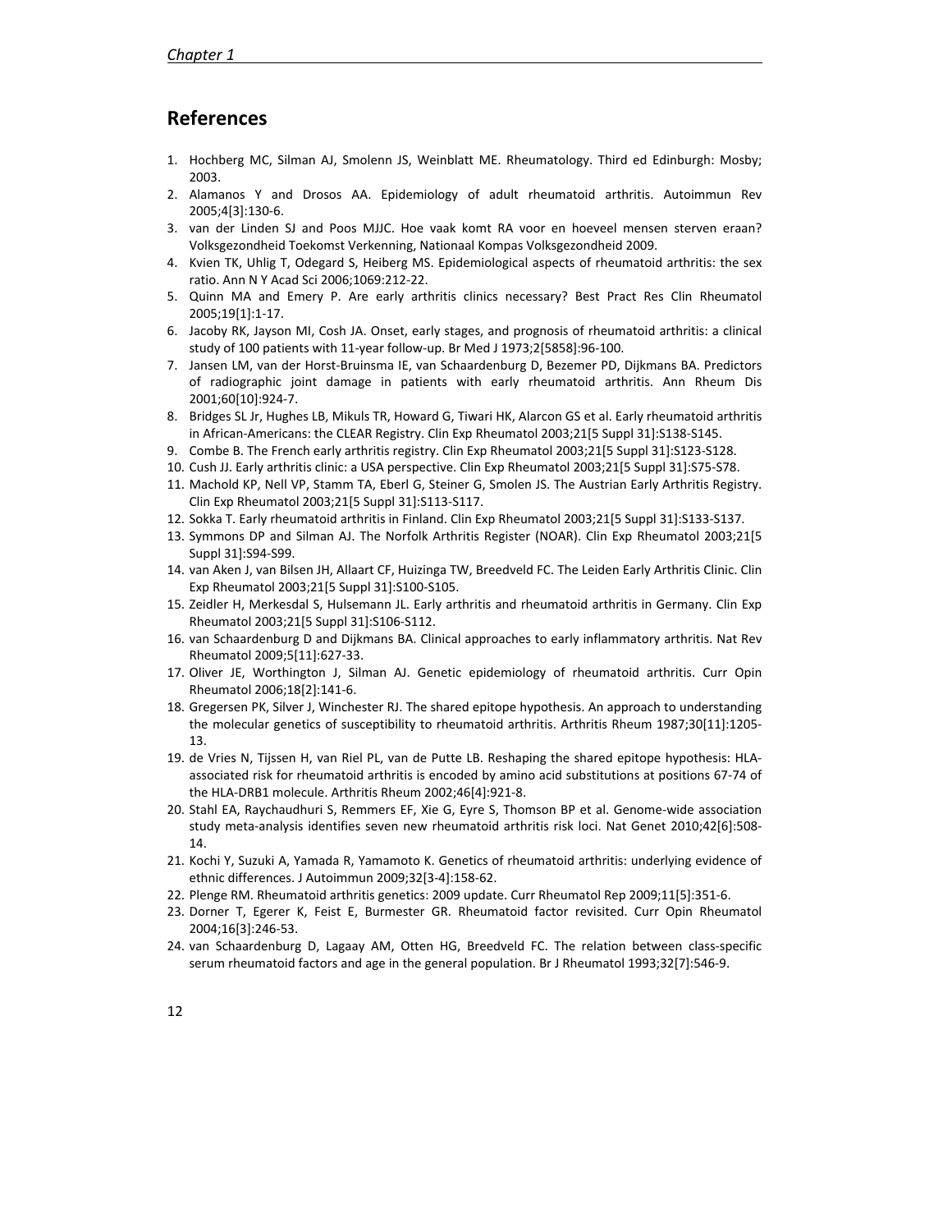## References

1. Hochberg MC, Silman AJ, Smolenn JS, Weinblatt ME. Rheumatology. Third ed Edinburgh: Mosby; 2003.
2. Alamanos Y and Drosos AA. Epidemiology of adult rheumatoid arthritis. Autoimmun Rev 2005;4[3]:130-6.
3. van der Linden SJ and Poos MJJC. Hoe vaak komt RA voor en hoeveel mensen sterven eraan? Volksgezondheid Toekomst Verkenning, Nationaal Kompas Volksgezondheid 2009.
4. Kvien TK, Uhlig T, Odegard S, Heiberg MS. Epidemiological aspects of rheumatoid arthritis: the sex ratio. Ann N Y Acad Sci 2006;1069:212-22.
5. Quinn MA and Emery P. Are early arthritis clinics necessary? Best Pract Res Clin Rheumatol 2005;19[1]:1-17.
6. Jacoby RK, Jayson MI, Cosh JA. Onset, early stages, and prognosis of rheumatoid arthritis: a clinical study of 100 patients with 11-year follow-up. Br Med J 1973;2[5858]:96-100.
7. Jansen LM, van der Horst-Bruinsma IE, van Schaardenburg D, Bezemer PD, Dijkmans BA. Predictors of radiographic joint damage in patients with early rheumatoid arthritis. Ann Rheum Dis 2001;60[10]:924-7.
8. Bridges SL Jr, Hughes LB, Mikuls TR, Howard G, Tiwari HK, Alarcon GS et al. Early rheumatoid arthritis in African-Americans: the CLEAR Registry. Clin Exp Rheumatol 2003;21[5 Suppl 31]:S138-S145.
9. Combe B. The French early arthritis registry. Clin Exp Rheumatol 2003;21[5 Suppl 31]:S123-S128.
10. Cush JJ. Early arthritis clinic: a USA perspective. Clin Exp Rheumatol 2003;21[5 Suppl 31]:S75-S78.
11. Machold KP, Nell VP, Stamm TA, Eberl G, Steiner G, Smolen JS. The Austrian Early Arthritis Registry. Clin Exp Rheumatol 2003;21[5 Suppl 31]:S113-S117.
12. Sokka T. Early rheumatoid arthritis in Finland. Clin Exp Rheumatol 2003;21[5 Suppl 31]:S133-S137.
13. Symmons DP and Silman AJ. The Norfolk Arthritis Register (NOAR). Clin Exp Rheumatol 2003;21[5 Suppl 31]:S94-S99.
14. van Aken J, van Bilsen JH, Allaart CF, Huizinga TW, Breedveld FC. The Leiden Early Arthritis Clinic. Clin Exp Rheumatol 2003;21[5 Suppl 31]:S100-S105.
15. Zeidler H, Merkesdal S, Hulsemann JL. Early arthritis and rheumatoid arthritis in Germany. Clin Exp Rheumatol 2003;21[5 Suppl 31]:S106-S112.
16. van Schaardenburg D and Dijkmans BA. Clinical approaches to early inflammatory arthritis. Nat Rev Rheumatol 2009;5[11]:627-33.
17. Oliver JE, Worthington J, Silman AJ. Genetic epidemiology of rheumatoid arthritis. Curr Opin Rheumatol 2006;18[2]:141-6.
18. Gregersen PK, Silver J, Winchester RJ. The shared epitope hypothesis. An approach to understanding the molecular genetics of susceptibility to rheumatoid arthritis. Arthritis Rheum 1987;30[11]:1205-13.
19. de Vries N, Tijssen H, van Riel PL, van de Putte LB. Reshaping the shared epitope hypothesis: HLA-associated risk for rheumatoid arthritis is encoded by amino acid substitutions at positions 67-74 of the HLA-DRB1 molecule. Arthritis Rheum 2002;46[4]:921-8.
20. Stahl EA, Raychaudhuri S, Remmers EF, Xie G, Eyre S, Thomson BP et al. Genome-wide association study meta-analysis identifies seven new rheumatoid arthritis risk loci. Nat Genet 2010;42[6]:508-14.
21. Kochi Y, Suzuki A, Yamada R, Yamamoto K. Genetics of rheumatoid arthritis: underlying evidence of ethnic differences. J Autoimmun 2009;32[3-4]:158-62.
22. Plenge RM. Rheumatoid arthritis genetics: 2009 update. Curr Rheumatol Rep 2009;11[5]:351-6.
23. Dorner T, Egerer K, Feist E, Burmester GR. Rheumatoid factor revisited. Curr Opin Rheumatol 2004;16[3]:246-53.
24. van Schaardenburg D, Lagaay AM, Otten HG, Breedveld FC. The relation between class-specific serum rheumatoid factors and age in the general population. Br J Rheumatol 1993;32[7]:546-9.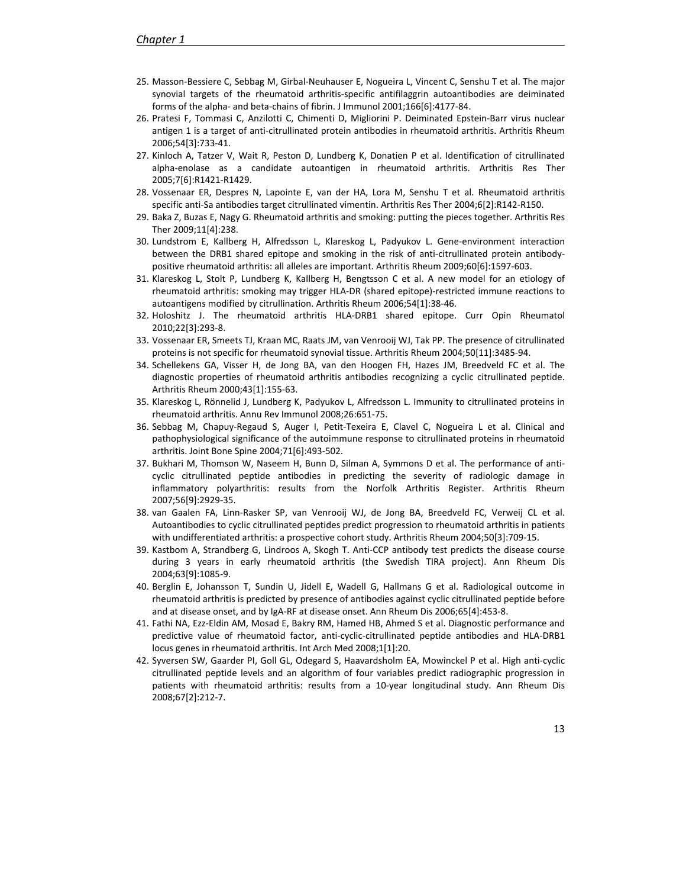25. Masson-Bessiere C, Sebbag M, Girbal-Neuhauser E, Nogueira L, Vincent C, Senshu T et al. The major synovial targets of the rheumatoid arthritis-specific antifilaggrin autoantibodies are deiminated forms of the alpha- and beta-chains of fibrin. J Immunol 2001;166[6]:4177-84.
26. Pratesi F, Tommasi C, Anzilotti C, Chimenti D, Migliorini P. Deiminated Epstein-Barr virus nuclear antigen 1 is a target of anti-citrullinated protein antibodies in rheumatoid arthritis. Arthritis Rheum 2006;54[3]:733-41.
27. Kinloch A, Tatzer V, Wait R, Peston D, Lundberg K, Donatien P et al. Identification of citrullinated alpha-enolase as a candidate autoantigen in rheumatoid arthritis. Arthritis Res Ther 2005;7[6]:R1421-R1429.
28. Vossenaar ER, Despres N, Lapointe E, van der HA, Lora M, Senshu T et al. Rheumatoid arthritis specific anti-Sa antibodies target citrullinated vimentin. Arthritis Res Ther 2004;6[2]:R142-R150.
29. Baka Z, Buzas E, Nagy G. Rheumatoid arthritis and smoking: putting the pieces together. Arthritis Res Ther 2009;11[4]:238.
30. Lundstrom E, Kallberg H, Alfredsson L, Klareskog L, Padyukov L. Gene-environment interaction between the DRB1 shared epitope and smoking in the risk of anti-citrullinated protein antibody-positive rheumatoid arthritis: all alleles are important. Arthritis Rheum 2009;60[6]:1597-603.
31. Klareskog L, Stolt P, Lundberg K, Kallberg H, Bengtsson C et al. A new model for an etiology of rheumatoid arthritis: smoking may trigger HLA-DR (shared epitope)-restricted immune reactions to autoantigens modified by citrullination. Arthritis Rheum 2006;54[1]:38-46.
32. Holoshitz J. The rheumatoid arthritis HLA-DRB1 shared epitope. Curr Opin Rheumatol 2010;22[3]:293-8.
33. Vossenaar ER, Smeets TJ, Kraan MC, Raats JM, van Venrooij WJ, Tak PP. The presence of citrullinated proteins is not specific for rheumatoid synovial tissue. Arthritis Rheum 2004;50[11]:3485-94.
34. Schellekens GA, Visser H, de Jong BA, van den Hoogen FH, Hazes JM, Breedveld FC et al. The diagnostic properties of rheumatoid arthritis antibodies recognizing a cyclic citrullinated peptide. Arthritis Rheum 2000;43[1]:155-63.
35. Klareskog L, Rönnelid J, Lundberg K, Padyukov L, Alfredsson L. Immunity to citrullinated proteins in rheumatoid arthritis. Annu Rev Immunol 2008;26:651-75.
36. Sebbag M, Chapuy-Regaud S, Auger I, Petit-Texeira E, Clavel C, Nogueira L et al. Clinical and pathophysiological significance of the autoimmune response to citrullinated proteins in rheumatoid arthritis. Joint Bone Spine 2004;71[6]:493-502.
37. Bukhari M, Thomson W, Naseem H, Bunn D, Silman A, Symmons D et al. The performance of anti-cyclic citrullinated peptide antibodies in predicting the severity of radiologic damage in inflammatory polyarthritis: results from the Norfolk Arthritis Register. Arthritis Rheum 2007;56[9]:2929-35.
38. van Gaalen FA, Linn-Rasker SP, van Venrooij WJ, de Jong BA, Breedveld FC, Verweij CL et al. Autoantibodies to cyclic citrullinated peptides predict progression to rheumatoid arthritis in patients with undifferentiated arthritis: a prospective cohort study. Arthritis Rheum 2004;50[3]:709-15.
39. Kastbom A, Strandberg G, Lindroos A, Skogh T. Anti-CCP antibody test predicts the disease course during 3 years in early rheumatoid arthritis (the Swedish TIRA project). Ann Rheum Dis 2004;63[9]:1085-9.
40. Berglin E, Johansson T, Sundin U, Jidell E, Wadell G, Hallmans G et al. Radiological outcome in rheumatoid arthritis is predicted by presence of antibodies against cyclic citrullinated peptide before and at disease onset, and by IgA-RF at disease onset. Ann Rheum Dis 2006;65[4]:453-8.
41. Fathi NA, Ezz-Eldin AM, Mosad E, Bakry RM, Hamed HB, Ahmed S et al. Diagnostic performance and predictive value of rheumatoid factor, anti-cyclic-citrullinated peptide antibodies and HLA-DRB1 locus genes in rheumatoid arthritis. Int Arch Med 2008;1[1]:20.
42. Syversen SW, Gaarder PI, Goll GL, Odegard S, Haavardsholm EA, Mowinckel P et al. High anti-cyclic citrullinated peptide levels and an algorithm of four variables predict radiographic progression in patients with rheumatoid arthritis: results from a 10-year longitudinal study. Ann Rheum Dis 2008;67[2]:212-7.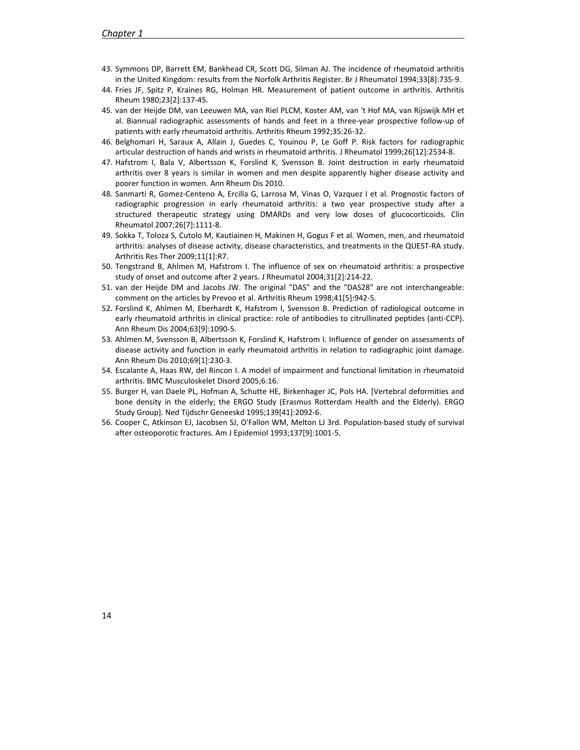43. Symmons DP, Barrett EM, Bankhead CR, Scott DG, Silman AJ. The incidence of rheumatoid arthritis in the United Kingdom: results from the Norfolk Arthritis Register. Br J Rheumatol 1994;33[8]:735-9.
44. Fries JF, Spitz P, Kraines RG, Holman HR. Measurement of patient outcome in arthritis. Arthritis Rheum 1980;23[2]:137-45.
45. van der Heijde DM, van Leeuwen MA, van Riel PLCM, Koster AM, van 't Hof MA, van Rijswijk MH et al. Biannual radiographic assessments of hands and feet in a three-year prospective follow-up of patients with early rheumatoid arthritis. Arthritis Rheum 1992;35:26-32.
46. Belghomari H, Saraux A, Allain J, Guedes C, Youinou P, Le Goff P. Risk factors for radiographic articular destruction of hands and wrists in rheumatoid arthritis. J Rheumatol 1999;26[12]:2534-8.
47. Hafstrom I, Bala V, Albertsson K, Forslind K, Svensson B. Joint destruction in early rheumatoid arthritis over 8 years is similar in women and men despite apparently higher disease activity and poorer function in women. Ann Rheum Dis 2010.
48. Sanmarti R, Gomez-Centeno A, Ercilla G, Larrosa M, Vinas O, Vazquez I et al. Prognostic factors of radiographic progression in early rheumatoid arthritis: a two year prospective study after a structured therapeutic strategy using DMARDs and very low doses of glucocorticoids. Clin Rheumatol 2007;26[7]:1111-8.
49. Sokka T, Toloza S, Cutolo M, Kautiainen H, Makinen H, Gogus F et al. Women, men, and rheumatoid arthritis: analyses of disease activity, disease characteristics, and treatments in the QUEST-RA study. Arthritis Res Ther 2009;11[1]:R7.
50. Tengstrand B, Ahlmen M, Hafstrom I. The influence of sex on rheumatoid arthritis: a prospective study of onset and outcome after 2 years. J Rheumatol 2004;31[2]:214-22.
51. van der Heijde DM and Jacobs JW. The original "DAS" and the "DAS28" are not interchangeable: comment on the articles by Prevoo et al. Arthritis Rheum 1998;41[5]:942-5.
52. Forslind K, Ahlmen M, Eberhardt K, Hafstrom I, Svensson B. Prediction of radiological outcome in early rheumatoid arthritis in clinical practice: role of antibodies to citrullinated peptides (anti-CCP). Ann Rheum Dis 2004;63[9]:1090-5.
53. Ahlmen M, Svensson B, Albertsson K, Forslind K, Hafstrom I. Influence of gender on assessments of disease activity and function in early rheumatoid arthritis in relation to radiographic joint damage. Ann Rheum Dis 2010;69[1]:230-3.
54. Escalante A, Haas RW, del Rincon I. A model of impairment and functional limitation in rheumatoid arthritis. BMC Musculoskelet Disord 2005;6:16.
55. Burger H, van Daele PL, Hofman A, Schutte HE, Birkenhager JC, Pols HA. [Vertebral deformities and bone density in the elderly; the ERGO Study (Erasmus Rotterdam Health and the Elderly). ERGO Study Group]. Ned Tijdschr Geneeskd 1995;139[41]:2092-6.
56. Cooper C, Atkinson EJ, Jacobsen SJ, O'Fallon WM, Melton LJ 3rd. Population-based study of survival after osteoporotic fractures. Am J Epidemiol 1993;137[9]:1001-5.